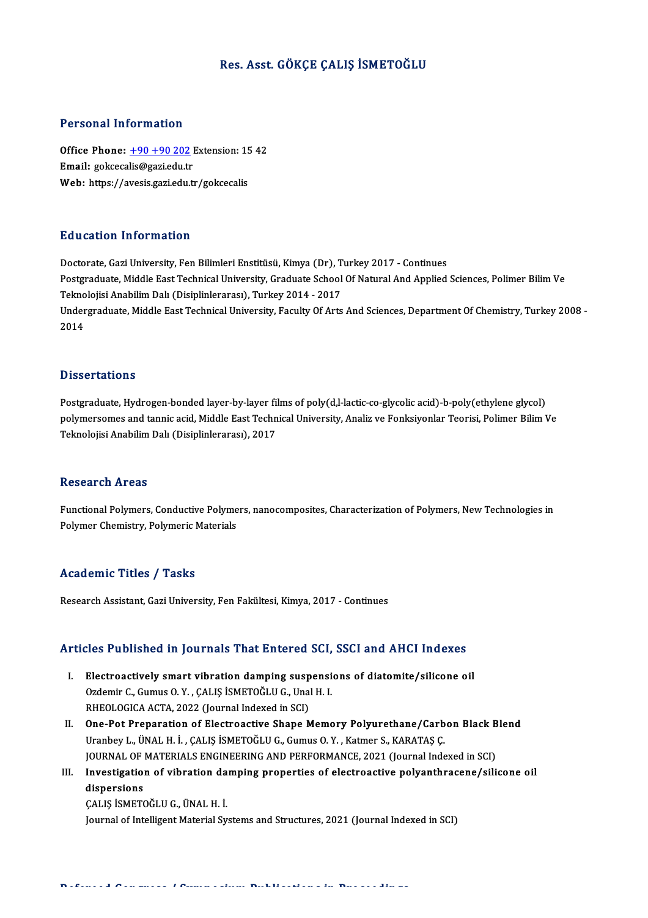# Res. Asst. GÖKÇE ÇALIŞ İSMETOĞLU

## Personal Information

**Office Phone:** +90 +90 202 Extension: 15 42
**Email:** gokcecalis@gazi.edu.tr
**Web:** https://avesis.gazi.edu.tr/gokcecalis

## Education Information

Doctorate, Gazi University, Fen Bilimleri Enstitüsü, Kimya (Dr), Turkey 2017 - Continues
Postgraduate, Middle East Technical University, Graduate School Of Natural And Applied Sciences, Polimer Bilim Ve Teknolojisi Anabilim Dalı (Disiplinlerarası), Turkey 2014 - 2017
Undergraduate, Middle East Technical University, Faculty Of Arts And Sciences, Department Of Chemistry, Turkey 2008 - 2014

## Dissertations

Postgraduate, Hydrogen-bonded layer-by-layer films of poly(d,l-lactic-co-glycolic acid)-b-poly(ethylene glycol) polymersomes and tannic acid, Middle East Technical University, Analiz ve Fonksiyonlar Teorisi, Polimer Bilim Ve Teknolojisi Anabilim Dalı (Disiplinlerarası), 2017

## Research Areas

Functional Polymers, Conductive Polymers, nanocomposites, Characterization of Polymers, New Technologies in Polymer Chemistry, Polymeric Materials

## Academic Titles / Tasks

Research Assistant, Gazi University, Fen Fakültesi, Kimya, 2017 - Continues

## Articles Published in Journals That Entered SCI, SSCI and AHCI Indexes

I. **Electroactively smart vibration damping suspensions of diatomite/silicone oil**
Ozdemir C., Gumus O. Y. , ÇALIŞ İSMETOĞLU G., Unal H. I.
RHEOLOGICA ACTA, 2022 (Journal Indexed in SCI)

II. **One-Pot Preparation of Electroactive Shape Memory Polyurethane/Carbon Black Blend**
Uranbey L., ÜNAL H. İ. , ÇALIŞ İSMETOĞLU G., Gumus O. Y. , Katmer S., KARATAŞ Ç.
JOURNAL OF MATERIALS ENGINEERING AND PERFORMANCE, 2021 (Journal Indexed in SCI)

III. **Investigation of vibration damping properties of electroactive polyanthracene/silicone oil dispersions**
ÇALIŞ İSMETOĞLU G., ÜNAL H. İ.
Journal of Intelligent Material Systems and Structures, 2021 (Journal Indexed in SCI)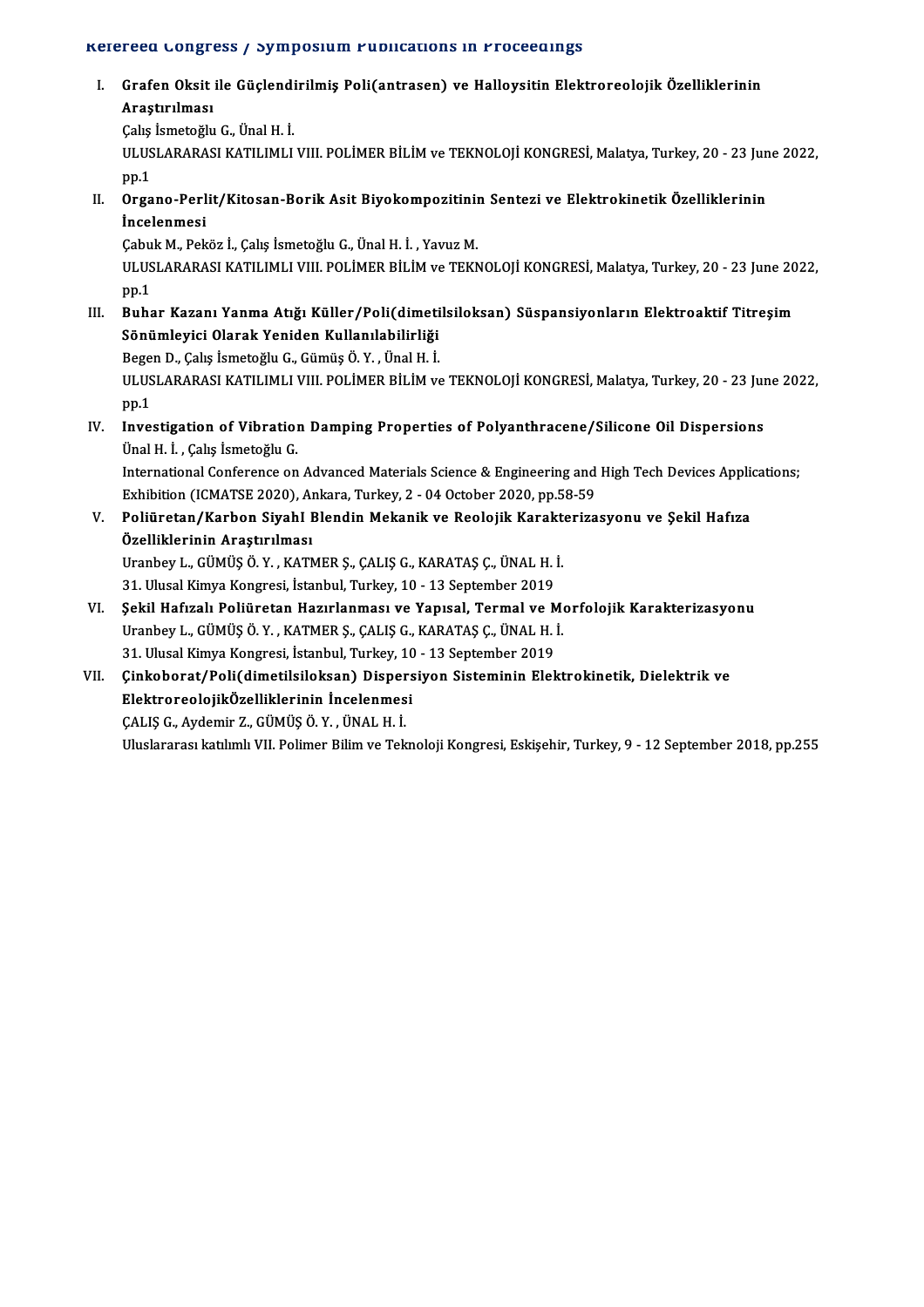## Refereed Congress / Symposium Publications in Proceedings

I. **Grafen Oksit ile Güçlendirilmiş Poli(antrasen) ve Halloysitin Elektroreolojik Özelliklerinin Araştırılması**
   Çalış İsmetoğlu G., Ünal H. İ.
   ULUSLARARASI KATILIMLI VIII. POLİMER BİLİM ve TEKNOLOJİ KONGRESİ, Malatya, Turkey, 20 - 23 June 2022, pp.1

II. **Organo-Perlit/Kitosan-Borik Asit Biyokompozitinin Sentezi ve Elektrokinetik Özelliklerinin İncelenmesi**
   Çabuk M., Peköz İ., Çalış İsmetoğlu G., Ünal H. İ. , Yavuz M.
   ULUSLARARASI KATILIMLI VIII. POLİMER BİLİM ve TEKNOLOJİ KONGRESİ, Malatya, Turkey, 20 - 23 June 2022, pp.1

III. **Buhar Kazanı Yanma Atığı Küller/Poli(dimetilsiloksan) Süspansiyonların Elektroaktif Titreşim Sönümleyici Olarak Yeniden Kullanılabilirliği**
   Begen D., Çalış İsmetoğlu G., Gümüş Ö. Y. , Ünal H. İ.
   ULUSLARARASI KATILIMLI VIII. POLİMER BİLİM ve TEKNOLOJİ KONGRESİ, Malatya, Turkey, 20 - 23 June 2022, pp.1

IV. **Investigation of Vibration Damping Properties of Polyanthracene/Silicone Oil Dispersions**
   Ünal H. İ. , Çalış İsmetoğlu G.
   International Conference on Advanced Materials Science & Engineering and High Tech Devices Applications; Exhibition (ICMATSE 2020), Ankara, Turkey, 2 - 04 October 2020, pp.58-59

V. **Poliüretan/Karbon SiyahI Blendin Mekanik ve Reolojik Karakterizasyonu ve Şekil Hafıza Özelliklerinin Araştırılması**
   Uranbey L., GÜMÜŞ Ö. Y. , KATMER Ş., ÇALIŞ G., KARATAŞ Ç., ÜNAL H. İ.
   31. Ulusal Kimya Kongresi, İstanbul, Turkey, 10 - 13 September 2019

VI. **Şekil Hafızalı Poliüretan Hazırlanması ve Yapısal, Termal ve Morfolojik Karakterizasyonu**
   Uranbey L., GÜMÜŞ Ö. Y. , KATMER Ş., ÇALIŞ G., KARATAŞ Ç., ÜNAL H. İ.
   31. Ulusal Kimya Kongresi, İstanbul, Turkey, 10 - 13 September 2019

VII. **Çinkoborat/Poli(dimetilsiloksan) Dispersiyon Sisteminin Elektrokinetik, Dielektrik ve ElektroreolojikÖzelliklerinin İncelenmesi**
   ÇALIŞ G., Aydemir Z., GÜMÜŞ Ö. Y. , ÜNAL H. İ.
   Uluslararası katılımlı VII. Polimer Bilim ve Teknoloji Kongresi, Eskişehir, Turkey, 9 - 12 September 2018, pp.255